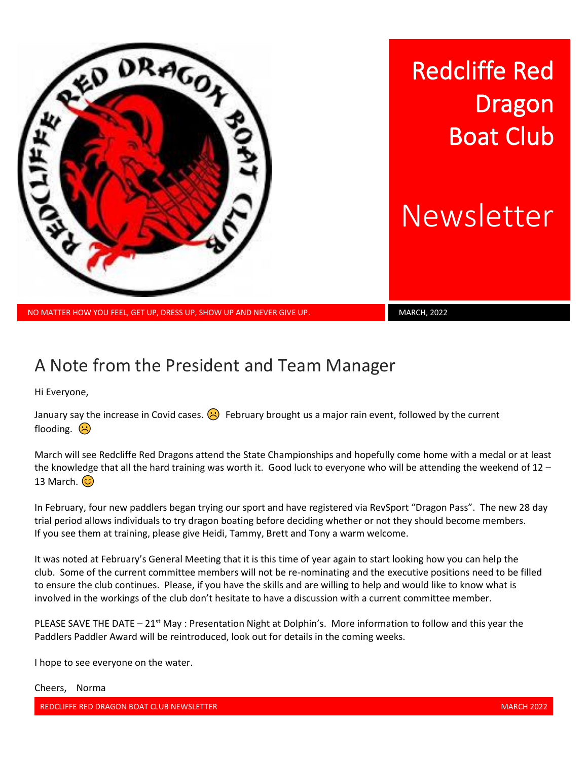# Redcliffe Red Dragon Boat Club

# Newsletter

NO MATTER HOW YOU FEEL, GET UP, DRESS UP, SHOW UP AND NEVER GIVE UP.

MARCH, 2022

## A Note from the President and Team Manager

Hi Everyone,

January say the increase in Covid cases. ☹ February brought us a major rain event, followed by the current flooding. ☹

March will see Redcliffe Red Dragons attend the State Championships and hopefully come home with a medal or at least the knowledge that all the hard training was worth it. Good luck to everyone who will be attending the weekend of 12 – 13 March. 😊

In February, four new paddlers began trying our sport and have registered via RevSport "Dragon Pass". The new 28 day trial period allows individuals to try dragon boating before deciding whether or not they should become members. If you see them at training, please give Heidi, Tammy, Brett and Tony a warm welcome.

It was noted at February's General Meeting that it is this time of year again to start looking how you can help the club. Some of the current committee members will not be re-nominating and the executive positions need to be filled to ensure the club continues. Please, if you have the skills and are willing to help and would like to know what is involved in the workings of the club don't hesitate to have a discussion with a current committee member.

PLEASE SAVE THE DATE – 21st May : Presentation Night at Dolphin's. More information to follow and this year the Paddlers Paddler Award will be reintroduced, look out for details in the coming weeks.

I hope to see everyone on the water.

Cheers, Norma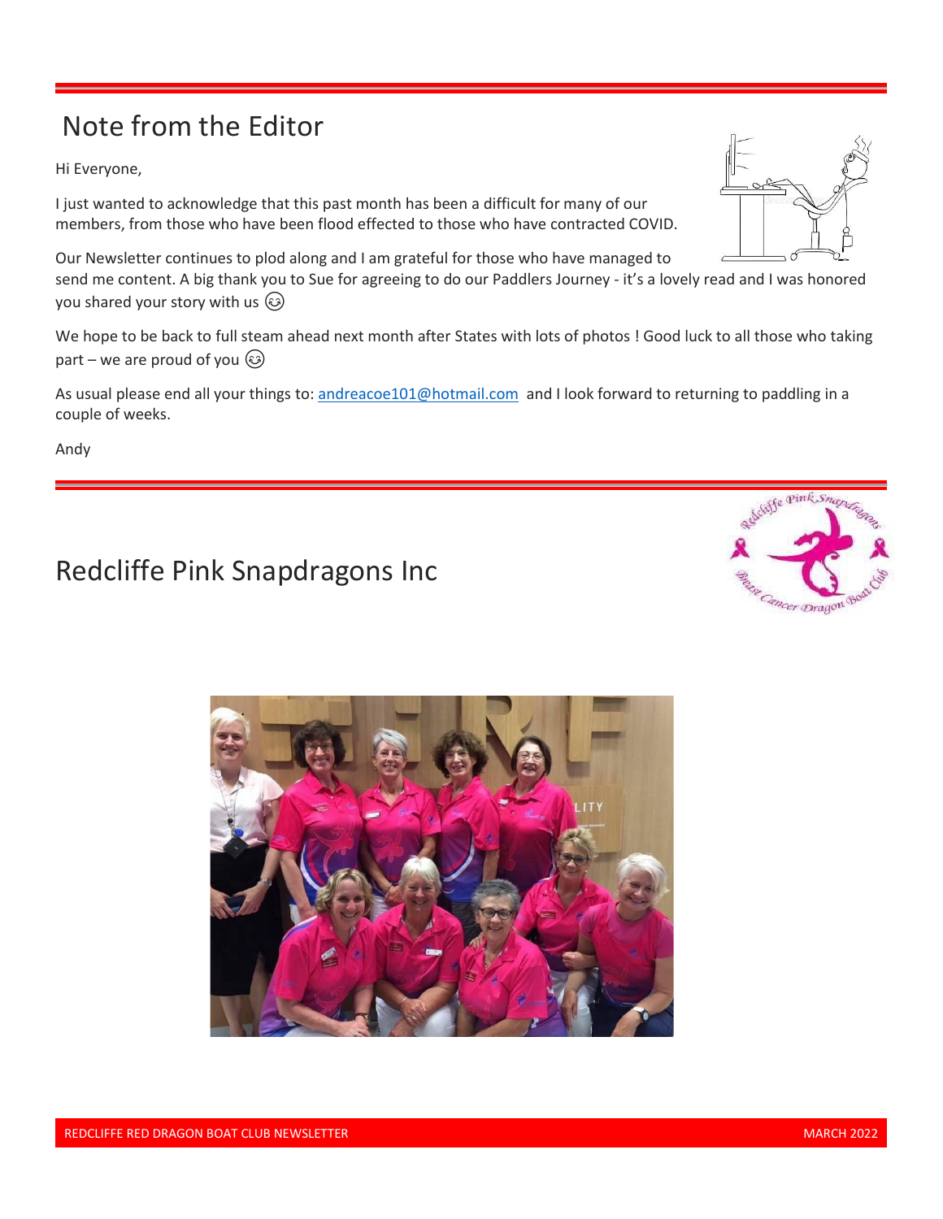## Note from the Editor

Hi Everyone,

I just wanted to acknowledge that this past month has been a difficult for many of our members, from those who have been flood effected to those who have contracted COVID.

Our Newsletter continues to plod along and I am grateful for those who have managed to send me content. A big thank you to Sue for agreeing to do our Paddlers Journey - it's a lovely read and I was honored you shared your story with us 😊

We hope to be back to full steam ahead next month after States with lots of photos ! Good luck to all those who taking part – we are proud of you 😊

As usual please end all your things to: andreacoe101@hotmail.com and I look forward to returning to paddling in a couple of weeks.

Andy

## Redcliffe Pink Snapdragons Inc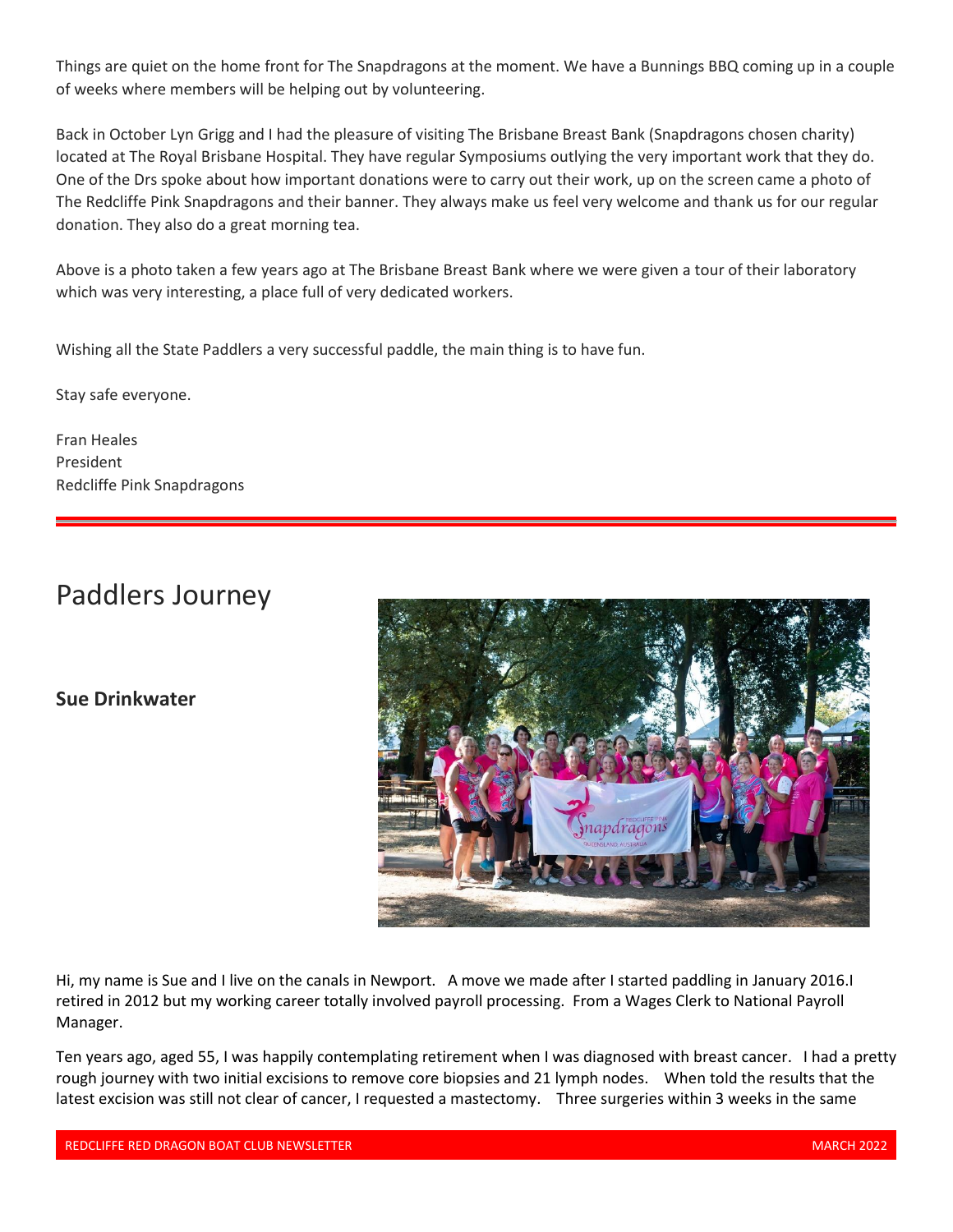Things are quiet on the home front for The Snapdragons at the moment. We have a Bunnings BBQ coming up in a couple of weeks where members will be helping out by volunteering.

Back in October Lyn Grigg and I had the pleasure of visiting The Brisbane Breast Bank (Snapdragons chosen charity) located at The Royal Brisbane Hospital. They have regular Symposiums outlying the very important work that they do. One of the Drs spoke about how important donations were to carry out their work, up on the screen came a photo of The Redcliffe Pink Snapdragons and their banner. They always make us feel very welcome and thank us for our regular donation. They also do a great morning tea.

Above is a photo taken a few years ago at The Brisbane Breast Bank where we were given a tour of their laboratory which was very interesting, a place full of very dedicated workers.

Wishing all the State Paddlers a very successful paddle, the main thing is to have fun.

Stay safe everyone.

Fran Heales
President
Redcliffe Pink Snapdragons

---

# Paddlers Journey

**Sue Drinkwater**

Hi, my name is Sue and I live on the canals in Newport. A move we made after I started paddling in January 2016.I retired in 2012 but my working career totally involved payroll processing. From a Wages Clerk to National Payroll Manager.

Ten years ago, aged 55, I was happily contemplating retirement when I was diagnosed with breast cancer. I had a pretty rough journey with two initial excisions to remove core biopsies and 21 lymph nodes. When told the results that the latest excision was still not clear of cancer, I requested a mastectomy. Three surgeries within 3 weeks in the same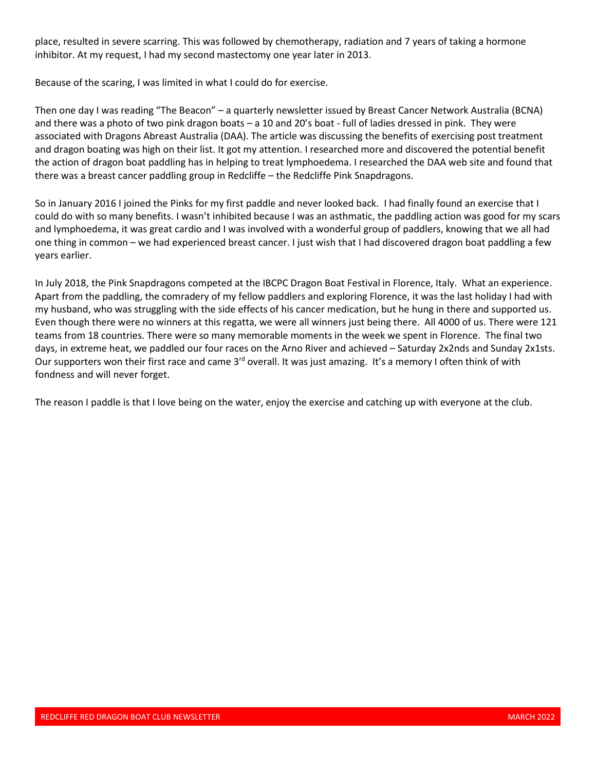place, resulted in severe scarring. This was followed by chemotherapy, radiation and 7 years of taking a hormone inhibitor. At my request, I had my second mastectomy one year later in 2013.

Because of the scaring, I was limited in what I could do for exercise.

Then one day I was reading "The Beacon" – a quarterly newsletter issued by Breast Cancer Network Australia (BCNA) and there was a photo of two pink dragon boats – a 10 and 20's boat - full of ladies dressed in pink. They were associated with Dragons Abreast Australia (DAA). The article was discussing the benefits of exercising post treatment and dragon boating was high on their list. It got my attention. I researched more and discovered the potential benefit the action of dragon boat paddling has in helping to treat lymphoedema. I researched the DAA web site and found that there was a breast cancer paddling group in Redcliffe – the Redcliffe Pink Snapdragons.

So in January 2016 I joined the Pinks for my first paddle and never looked back. I had finally found an exercise that I could do with so many benefits. I wasn't inhibited because I was an asthmatic, the paddling action was good for my scars and lymphoedema, it was great cardio and I was involved with a wonderful group of paddlers, knowing that we all had one thing in common – we had experienced breast cancer. I just wish that I had discovered dragon boat paddling a few years earlier.

In July 2018, the Pink Snapdragons competed at the IBCPC Dragon Boat Festival in Florence, Italy. What an experience. Apart from the paddling, the comradery of my fellow paddlers and exploring Florence, it was the last holiday I had with my husband, who was struggling with the side effects of his cancer medication, but he hung in there and supported us. Even though there were no winners at this regatta, we were all winners just being there. All 4000 of us. There were 121 teams from 18 countries. There were so many memorable moments in the week we spent in Florence. The final two days, in extreme heat, we paddled our four races on the Arno River and achieved – Saturday 2x2nds and Sunday 2x1sts. Our supporters won their first race and came 3rd overall. It was just amazing. It's a memory I often think of with fondness and will never forget.

The reason I paddle is that I love being on the water, enjoy the exercise and catching up with everyone at the club.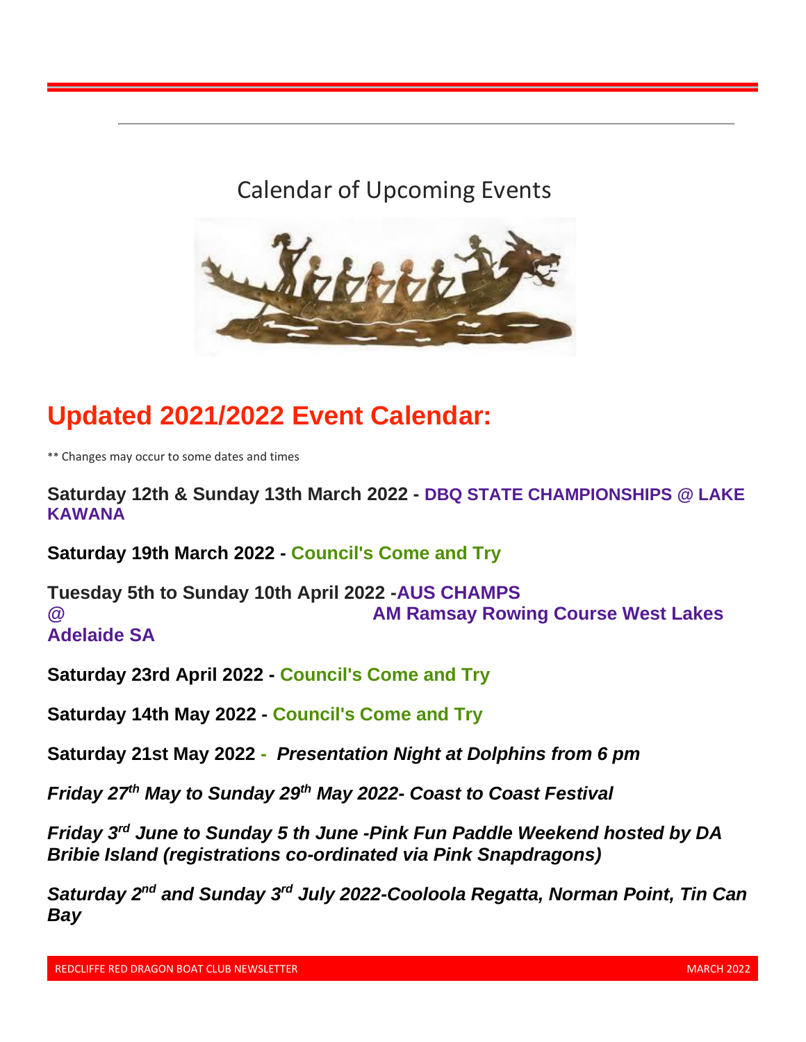# Calendar of Upcoming Events

## Updated 2021/2022 Event Calendar:

** Changes may occur to some dates and times

**Saturday 12th & Sunday 13th March 2022 - DBQ STATE CHAMPIONSHIPS @ LAKE KAWANA**

**Saturday 19th March 2022 - Council's Come and Try**

**Tuesday 5th to Sunday 10th April 2022 -AUS CHAMPS @ AM Ramsay Rowing Course West Lakes Adelaide SA**

**Saturday 23rd April 2022 - Council's Come and Try**

**Saturday 14th May 2022 - Council's Come and Try**

**Saturday 21st May 2022 -** ***Presentation Night at Dolphins from 6 pm***

***Friday 27th May to Sunday 29th May 2022- Coast to Coast Festival***

***Friday 3rd June to Sunday 5 th June -Pink Fun Paddle Weekend hosted by DA Bribie Island (registrations co-ordinated via Pink Snapdragons)***

***Saturday 2nd and Sunday 3rd July 2022-Cooloola Regatta, Norman Point, Tin Can Bay***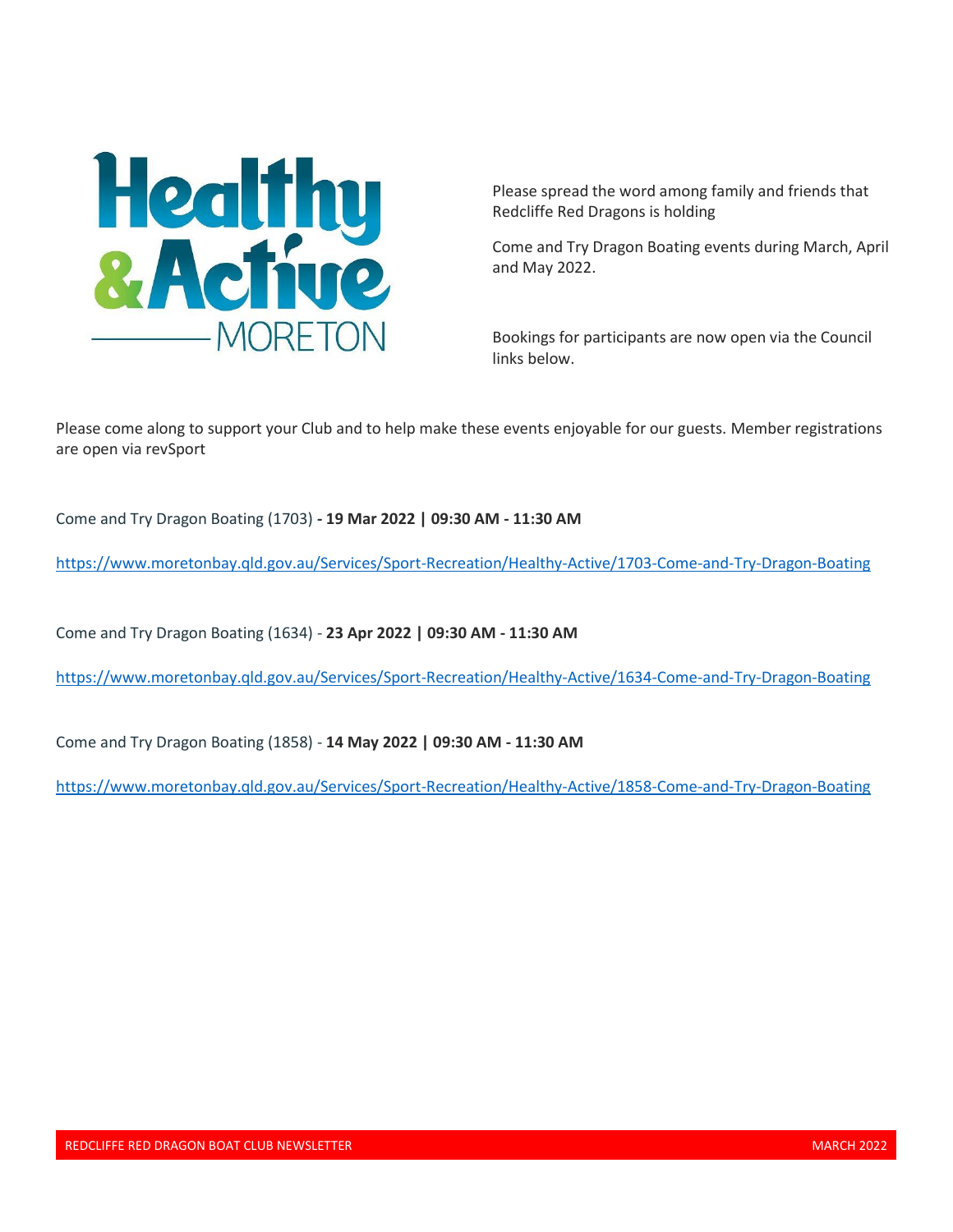Healthy & Active MORETON

Please spread the word among family and friends that Redcliffe Red Dragons is holding

Come and Try Dragon Boating events during March, April and May 2022.

Bookings for participants are now open via the Council links below.

Please come along to support your Club and to help make these events enjoyable for our guests. Member registrations are open via revSport

Come and Try Dragon Boating (1703) **- 19 Mar 2022 | 09:30 AM - 11:30 AM**

https://www.moretonbay.qld.gov.au/Services/Sport-Recreation/Healthy-Active/1703-Come-and-Try-Dragon-Boating

Come and Try Dragon Boating (1634) - **23 Apr 2022 | 09:30 AM - 11:30 AM**

https://www.moretonbay.qld.gov.au/Services/Sport-Recreation/Healthy-Active/1634-Come-and-Try-Dragon-Boating

Come and Try Dragon Boating (1858) - **14 May 2022 | 09:30 AM - 11:30 AM**

https://www.moretonbay.qld.gov.au/Services/Sport-Recreation/Healthy-Active/1858-Come-and-Try-Dragon-Boating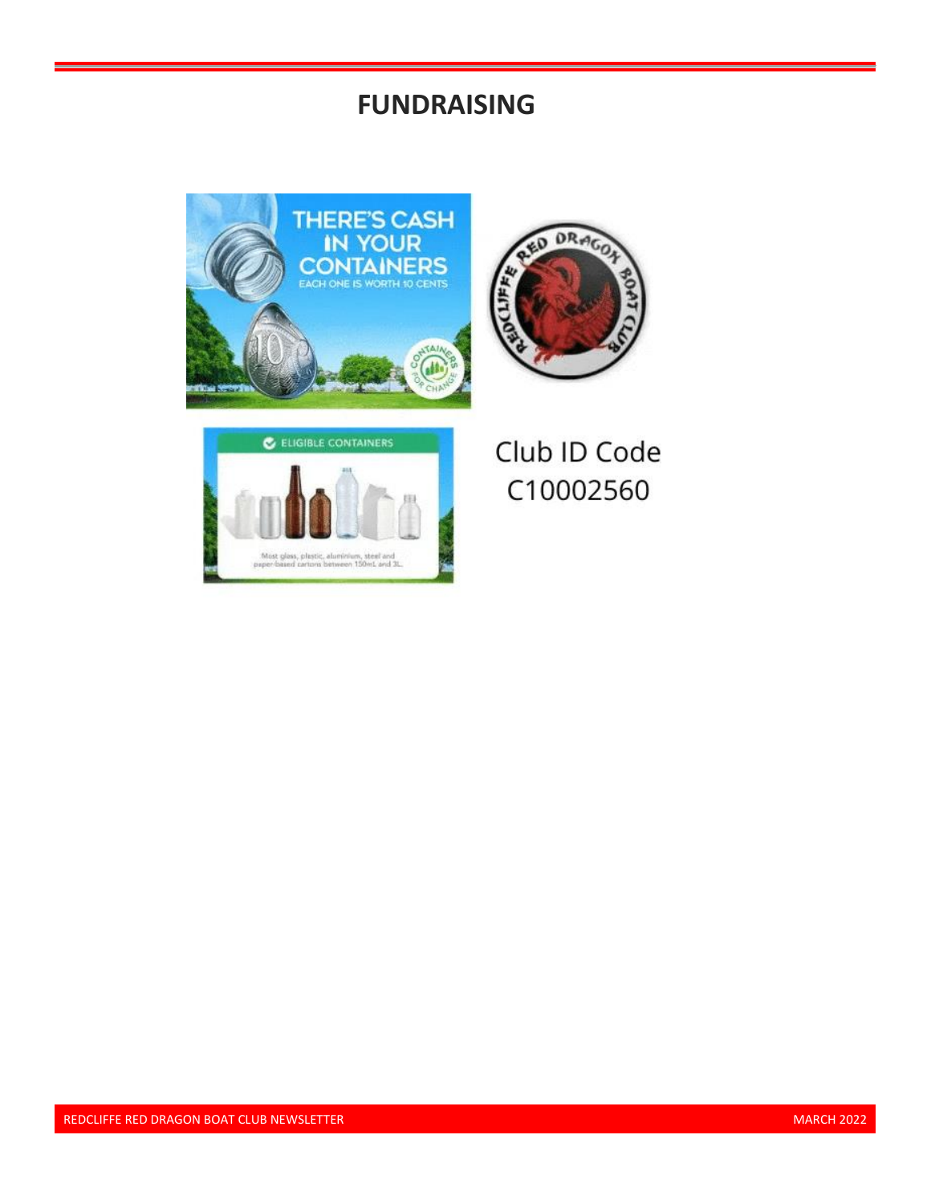# FUNDRAISING

Club ID Code
C10002560